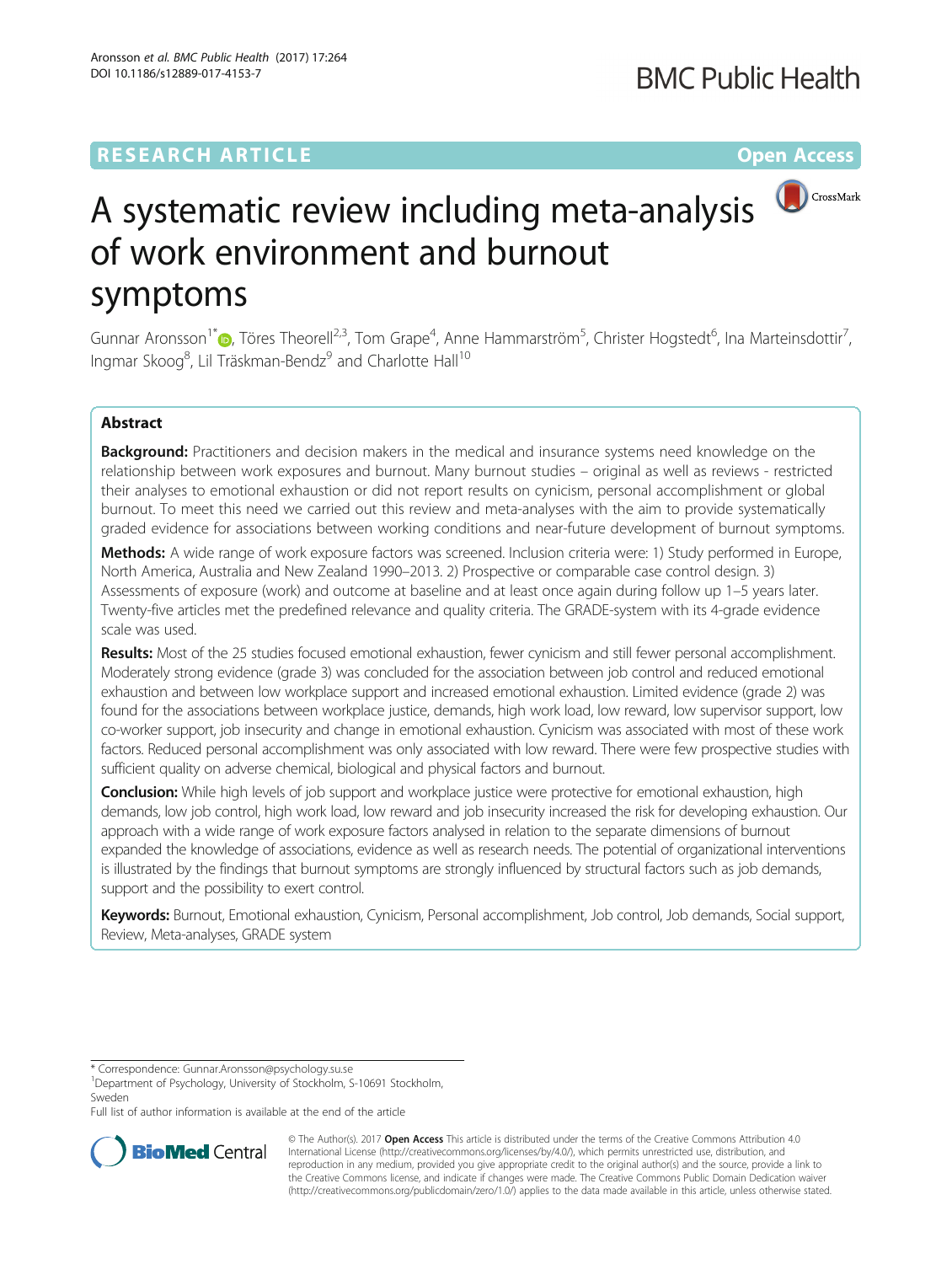RESEARCH ARTICLE

Open Access

# A systematic review including meta-analysis of work environment and burnout symptoms

Gunnar Aronsson[1*], Töres Theorell[2,3], Tom Grape[4], Anne Hammarström[5], Christer Hogstedt[6], Ina Marteinsdottir[7], Ingmar Skoog[8], Lil Träskman-Bendz[9] and Charlotte Hall[10]

## Abstract

**Background:** Practitioners and decision makers in the medical and insurance systems need knowledge on the relationship between work exposures and burnout. Many burnout studies – original as well as reviews - restricted their analyses to emotional exhaustion or did not report results on cynicism, personal accomplishment or global burnout. To meet this need we carried out this review and meta-analyses with the aim to provide systematically graded evidence for associations between working conditions and near-future development of burnout symptoms.

**Methods:** A wide range of work exposure factors was screened. Inclusion criteria were: 1) Study performed in Europe, North America, Australia and New Zealand 1990–2013. 2) Prospective or comparable case control design. 3) Assessments of exposure (work) and outcome at baseline and at least once again during follow up 1–5 years later. Twenty-five articles met the predefined relevance and quality criteria. The GRADE-system with its 4-grade evidence scale was used.

**Results:** Most of the 25 studies focused emotional exhaustion, fewer cynicism and still fewer personal accomplishment. Moderately strong evidence (grade 3) was concluded for the association between job control and reduced emotional exhaustion and between low workplace support and increased emotional exhaustion. Limited evidence (grade 2) was found for the associations between workplace justice, demands, high work load, low reward, low supervisor support, low co-worker support, job insecurity and change in emotional exhaustion. Cynicism was associated with most of these work factors. Reduced personal accomplishment was only associated with low reward. There were few prospective studies with sufficient quality on adverse chemical, biological and physical factors and burnout.

**Conclusion:** While high levels of job support and workplace justice were protective for emotional exhaustion, high demands, low job control, high work load, low reward and job insecurity increased the risk for developing exhaustion. Our approach with a wide range of work exposure factors analysed in relation to the separate dimensions of burnout expanded the knowledge of associations, evidence as well as research needs. The potential of organizational interventions is illustrated by the findings that burnout symptoms are strongly influenced by structural factors such as job demands, support and the possibility to exert control.

**Keywords:** Burnout, Emotional exhaustion, Cynicism, Personal accomplishment, Job control, Job demands, Social support, Review, Meta-analyses, GRADE system

---

* Correspondence: Gunnar.Aronsson@psychology.su.se
[1]Department of Psychology, University of Stockholm, S-10691 Stockholm, Sweden
Full list of author information is available at the end of the article

© The Author(s). 2017 **Open Access** This article is distributed under the terms of the Creative Commons Attribution 4.0 International License (http://creativecommons.org/licenses/by/4.0/), which permits unrestricted use, distribution, and reproduction in any medium, provided you give appropriate credit to the original author(s) and the source, provide a link to the Creative Commons license, and indicate if changes were made. The Creative Commons Public Domain Dedication waiver (http://creativecommons.org/publicdomain/zero/1.0/) applies to the data made available in this article, unless otherwise stated.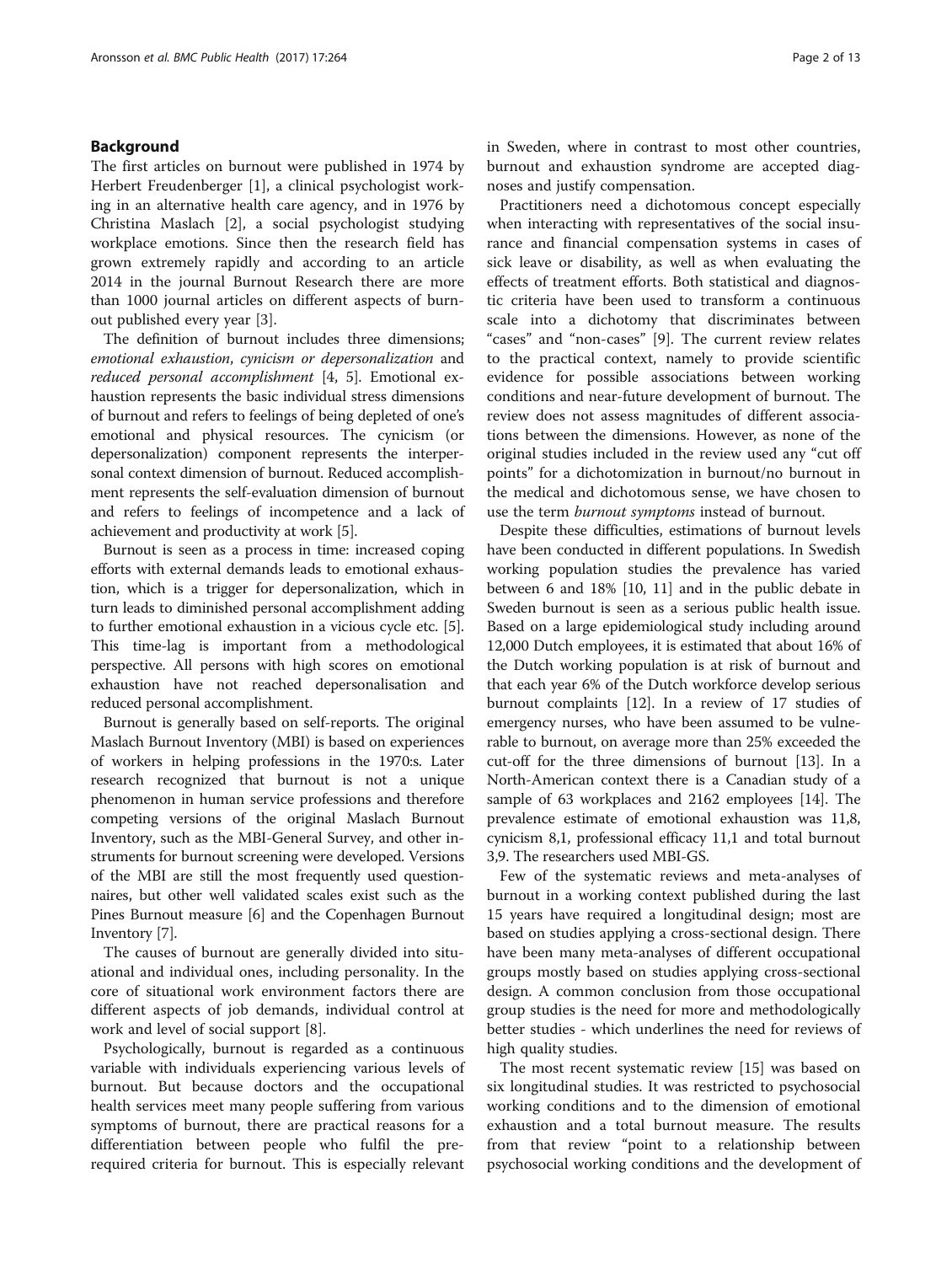## Background

The first articles on burnout were published in 1974 by Herbert Freudenberger [1], a clinical psychologist working in an alternative health care agency, and in 1976 by Christina Maslach [2], a social psychologist studying workplace emotions. Since then the research field has grown extremely rapidly and according to an article 2014 in the journal Burnout Research there are more than 1000 journal articles on different aspects of burnout published every year [3].

The definition of burnout includes three dimensions; *emotional exhaustion*, *cynicism or depersonalization* and *reduced personal accomplishment* [4, 5]. Emotional exhaustion represents the basic individual stress dimensions of burnout and refers to feelings of being depleted of one's emotional and physical resources. The cynicism (or depersonalization) component represents the interpersonal context dimension of burnout. Reduced accomplishment represents the self-evaluation dimension of burnout and refers to feelings of incompetence and a lack of achievement and productivity at work [5].

Burnout is seen as a process in time: increased coping efforts with external demands leads to emotional exhaustion, which is a trigger for depersonalization, which in turn leads to diminished personal accomplishment adding to further emotional exhaustion in a vicious cycle etc. [5]. This time-lag is important from a methodological perspective. All persons with high scores on emotional exhaustion have not reached depersonalisation and reduced personal accomplishment.

Burnout is generally based on self-reports. The original Maslach Burnout Inventory (MBI) is based on experiences of workers in helping professions in the 1970:s. Later research recognized that burnout is not a unique phenomenon in human service professions and therefore competing versions of the original Maslach Burnout Inventory, such as the MBI-General Survey, and other instruments for burnout screening were developed. Versions of the MBI are still the most frequently used questionnaires, but other well validated scales exist such as the Pines Burnout measure [6] and the Copenhagen Burnout Inventory [7].

The causes of burnout are generally divided into situational and individual ones, including personality. In the core of situational work environment factors there are different aspects of job demands, individual control at work and level of social support [8].

Psychologically, burnout is regarded as a continuous variable with individuals experiencing various levels of burnout. But because doctors and the occupational health services meet many people suffering from various symptoms of burnout, there are practical reasons for a differentiation between people who fulfil the pre-required criteria for burnout. This is especially relevant in Sweden, where in contrast to most other countries, burnout and exhaustion syndrome are accepted diagnoses and justify compensation.

Practitioners need a dichotomous concept especially when interacting with representatives of the social insurance and financial compensation systems in cases of sick leave or disability, as well as when evaluating the effects of treatment efforts. Both statistical and diagnostic criteria have been used to transform a continuous scale into a dichotomy that discriminates between "cases" and "non-cases" [9]. The current review relates to the practical context, namely to provide scientific evidence for possible associations between working conditions and near-future development of burnout. The review does not assess magnitudes of different associations between the dimensions. However, as none of the original studies included in the review used any "cut off points" for a dichotomization in burnout/no burnout in the medical and dichotomous sense, we have chosen to use the term *burnout symptoms* instead of burnout.

Despite these difficulties, estimations of burnout levels have been conducted in different populations. In Swedish working population studies the prevalence has varied between 6 and 18% [10, 11] and in the public debate in Sweden burnout is seen as a serious public health issue. Based on a large epidemiological study including around 12,000 Dutch employees, it is estimated that about 16% of the Dutch working population is at risk of burnout and that each year 6% of the Dutch workforce develop serious burnout complaints [12]. In a review of 17 studies of emergency nurses, who have been assumed to be vulnerable to burnout, on average more than 25% exceeded the cut-off for the three dimensions of burnout [13]. In a North-American context there is a Canadian study of a sample of 63 workplaces and 2162 employees [14]. The prevalence estimate of emotional exhaustion was 11,8, cynicism 8,1, professional efficacy 11,1 and total burnout 3,9. The researchers used MBI-GS.

Few of the systematic reviews and meta-analyses of burnout in a working context published during the last 15 years have required a longitudinal design; most are based on studies applying a cross-sectional design. There have been many meta-analyses of different occupational groups mostly based on studies applying cross-sectional design. A common conclusion from those occupational group studies is the need for more and methodologically better studies - which underlines the need for reviews of high quality studies.

The most recent systematic review [15] was based on six longitudinal studies. It was restricted to psychosocial working conditions and to the dimension of emotional exhaustion and a total burnout measure. The results from that review "point to a relationship between psychosocial working conditions and the development of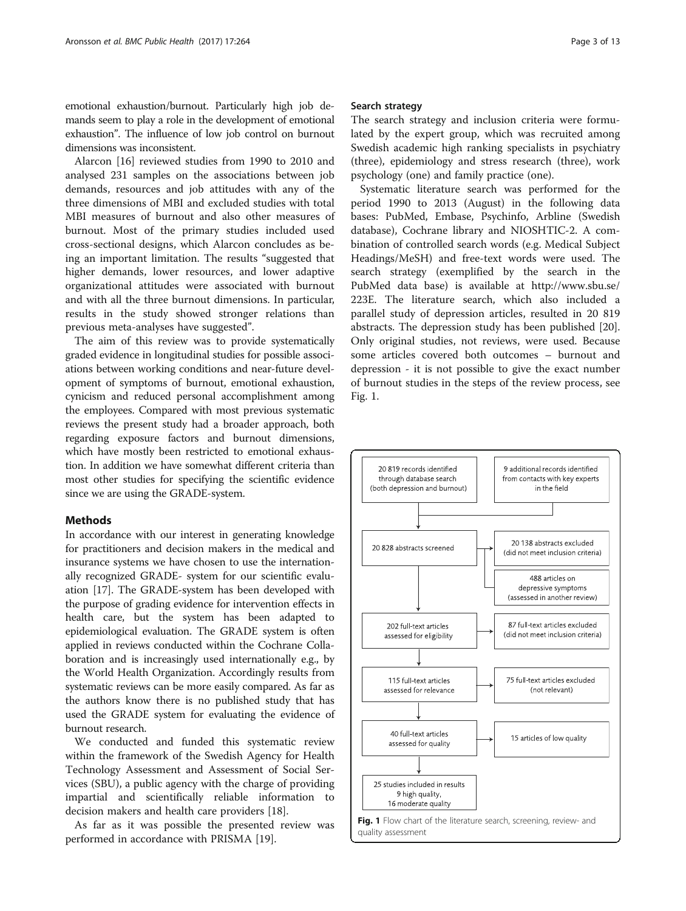emotional exhaustion/burnout. Particularly high job demands seem to play a role in the development of emotional exhaustion". The influence of low job control on burnout dimensions was inconsistent.

Alarcon [16] reviewed studies from 1990 to 2010 and analysed 231 samples on the associations between job demands, resources and job attitudes with any of the three dimensions of MBI and excluded studies with total MBI measures of burnout and also other measures of burnout. Most of the primary studies included used cross-sectional designs, which Alarcon concludes as being an important limitation. The results "suggested that higher demands, lower resources, and lower adaptive organizational attitudes were associated with burnout and with all the three burnout dimensions. In particular, results in the study showed stronger relations than previous meta-analyses have suggested".

The aim of this review was to provide systematically graded evidence in longitudinal studies for possible associations between working conditions and near-future development of symptoms of burnout, emotional exhaustion, cynicism and reduced personal accomplishment among the employees. Compared with most previous systematic reviews the present study had a broader approach, both regarding exposure factors and burnout dimensions, which have mostly been restricted to emotional exhaustion. In addition we have somewhat different criteria than most other studies for specifying the scientific evidence since we are using the GRADE-system.

## Methods

In accordance with our interest in generating knowledge for practitioners and decision makers in the medical and insurance systems we have chosen to use the internationally recognized GRADE- system for our scientific evaluation [17]. The GRADE-system has been developed with the purpose of grading evidence for intervention effects in health care, but the system has been adapted to epidemiological evaluation. The GRADE system is often applied in reviews conducted within the Cochrane Collaboration and is increasingly used internationally e.g., by the World Health Organization. Accordingly results from systematic reviews can be more easily compared. As far as the authors know there is no published study that has used the GRADE system for evaluating the evidence of burnout research.

We conducted and funded this systematic review within the framework of the Swedish Agency for Health Technology Assessment and Assessment of Social Services (SBU), a public agency with the charge of providing impartial and scientifically reliable information to decision makers and health care providers [18].

As far as it was possible the presented review was performed in accordance with PRISMA [19].

### Search strategy

The search strategy and inclusion criteria were formulated by the expert group, which was recruited among Swedish academic high ranking specialists in psychiatry (three), epidemiology and stress research (three), work psychology (one) and family practice (one).

Systematic literature search was performed for the period 1990 to 2013 (August) in the following data bases: PubMed, Embase, Psychinfo, Arbline (Swedish database), Cochrane library and NIOSHTIC-2. A combination of controlled search words (e.g. Medical Subject Headings/MeSH) and free-text words were used. The search strategy (exemplified by the search in the PubMed data base) is available at http://www.sbu.se/223E. The literature search, which also included a parallel study of depression articles, resulted in 20 819 abstracts. The depression study has been published [20]. Only original studies, not reviews, were used. Because some articles covered both outcomes – burnout and depression - it is not possible to give the exact number of burnout studies in the steps of the review process, see Fig. 1.

- 20 819 records identified through database search (both depression and burnout)
- 9 additional records identified from contacts with key experts in the field
- 20 828 abstracts screened
  - 20 138 abstracts excluded (did not meet inclusion criteria)
  - 488 articles on depressive symptoms (assessed in another review)
- 202 full-text articles assessed for eligibility
  - 87 full-text articles excluded (did not meet inclusion criteria)
- 115 full-text articles assessed for relevance
  - 75 full-text articles excluded (not relevant)
- 40 full-text articles assessed for quality
  - 15 articles of low quality
- 25 studies included in results: 9 high quality, 16 moderate quality

**Fig. 1** Flow chart of the literature search, screening, review- and quality assessment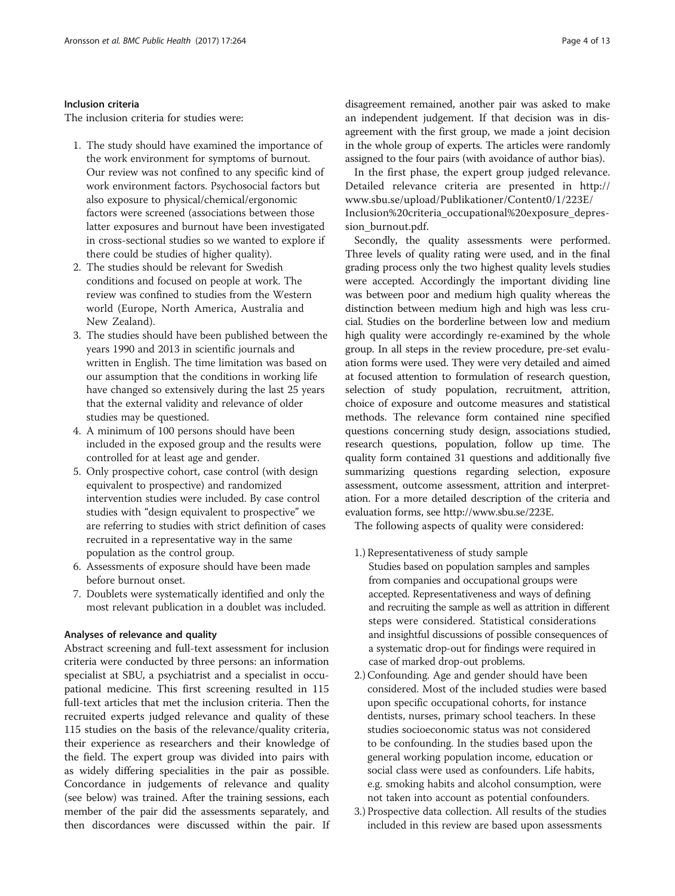### Inclusion criteria

The inclusion criteria for studies were:

1. The study should have examined the importance of the work environment for symptoms of burnout. Our review was not confined to any specific kind of work environment factors. Psychosocial factors but also exposure to physical/chemical/ergonomic factors were screened (associations between those latter exposures and burnout have been investigated in cross-sectional studies so we wanted to explore if there could be studies of higher quality).
2. The studies should be relevant for Swedish conditions and focused on people at work. The review was confined to studies from the Western world (Europe, North America, Australia and New Zealand).
3. The studies should have been published between the years 1990 and 2013 in scientific journals and written in English. The time limitation was based on our assumption that the conditions in working life have changed so extensively during the last 25 years that the external validity and relevance of older studies may be questioned.
4. A minimum of 100 persons should have been included in the exposed group and the results were controlled for at least age and gender.
5. Only prospective cohort, case control (with design equivalent to prospective) and randomized intervention studies were included. By case control studies with "design equivalent to prospective" we are referring to studies with strict definition of cases recruited in a representative way in the same population as the control group.
6. Assessments of exposure should have been made before burnout onset.
7. Doublets were systematically identified and only the most relevant publication in a doublet was included.

### Analyses of relevance and quality

Abstract screening and full-text assessment for inclusion criteria were conducted by three persons: an information specialist at SBU, a psychiatrist and a specialist in occupational medicine. This first screening resulted in 115 full-text articles that met the inclusion criteria. Then the recruited experts judged relevance and quality of these 115 studies on the basis of the relevance/quality criteria, their experience as researchers and their knowledge of the field. The expert group was divided into pairs with as widely differing specialities in the pair as possible. Concordance in judgements of relevance and quality (see below) was trained. After the training sessions, each member of the pair did the assessments separately, and then discordances were discussed within the pair. If disagreement remained, another pair was asked to make an independent judgement. If that decision was in disagreement with the first group, we made a joint decision in the whole group of experts. The articles were randomly assigned to the four pairs (with avoidance of author bias).

In the first phase, the expert group judged relevance. Detailed relevance criteria are presented in http://www.sbu.se/upload/Publikationer/Content0/1/223E/Inclusion%20criteria_occupational%20exposure_depression_burnout.pdf.

Secondly, the quality assessments were performed. Three levels of quality rating were used, and in the final grading process only the two highest quality levels studies were accepted. Accordingly the important dividing line was between poor and medium high quality whereas the distinction between medium high and high was less crucial. Studies on the borderline between low and medium high quality were accordingly re-examined by the whole group. In all steps in the review procedure, pre-set evaluation forms were used. They were very detailed and aimed at focused attention to formulation of research question, selection of study population, recruitment, attrition, choice of exposure and outcome measures and statistical methods. The relevance form contained nine specified questions concerning study design, associations studied, research questions, population, follow up time. The quality form contained 31 questions and additionally five summarizing questions regarding selection, exposure assessment, outcome assessment, attrition and interpretation. For a more detailed description of the criteria and evaluation forms, see http://www.sbu.se/223E.

The following aspects of quality were considered:

1.) Representativeness of study sample
Studies based on population samples and samples from companies and occupational groups were accepted. Representativeness and ways of defining and recruiting the sample as well as attrition in different steps were considered. Statistical considerations and insightful discussions of possible consequences of a systematic drop-out for findings were required in case of marked drop-out problems.

2.) Confounding. Age and gender should have been considered. Most of the included studies were based upon specific occupational cohorts, for instance dentists, nurses, primary school teachers. In these studies socioeconomic status was not considered to be confounding. In the studies based upon the general working population income, education or social class were used as confounders. Life habits, e.g. smoking habits and alcohol consumption, were not taken into account as potential confounders.

3.) Prospective data collection. All results of the studies included in this review are based upon assessments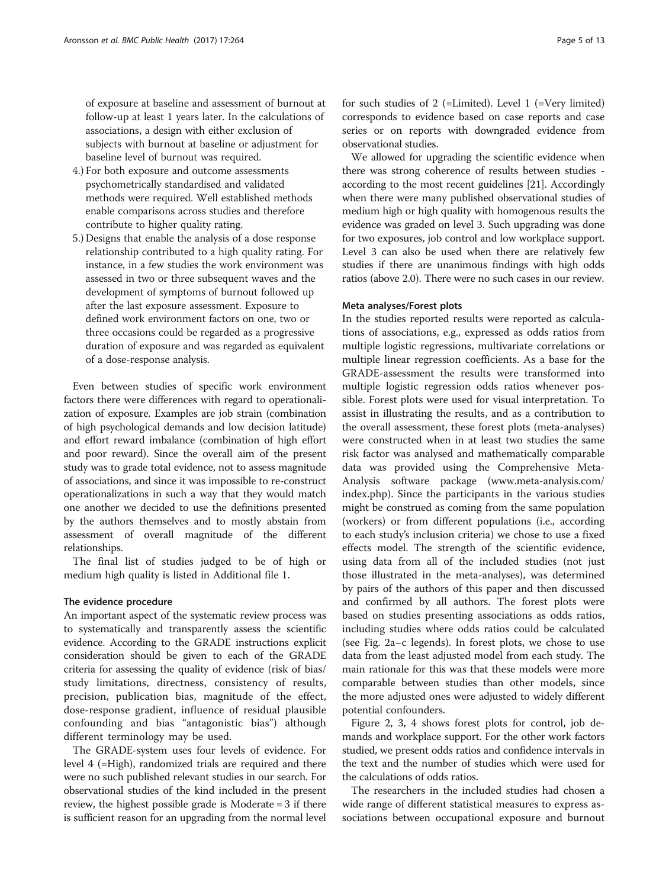of exposure at baseline and assessment of burnout at follow-up at least 1 years later. In the calculations of associations, a design with either exclusion of subjects with burnout at baseline or adjustment for baseline level of burnout was required.

4.) For both exposure and outcome assessments psychometrically standardised and validated methods were required. Well established methods enable comparisons across studies and therefore contribute to higher quality rating.
5.) Designs that enable the analysis of a dose response relationship contributed to a high quality rating. For instance, in a few studies the work environment was assessed in two or three subsequent waves and the development of symptoms of burnout followed up after the last exposure assessment. Exposure to defined work environment factors on one, two or three occasions could be regarded as a progressive duration of exposure and was regarded as equivalent of a dose-response analysis.

Even between studies of specific work environment factors there were differences with regard to operationalization of exposure. Examples are job strain (combination of high psychological demands and low decision latitude) and effort reward imbalance (combination of high effort and poor reward). Since the overall aim of the present study was to grade total evidence, not to assess magnitude of associations, and since it was impossible to re-construct operationalizations in such a way that they would match one another we decided to use the definitions presented by the authors themselves and to mostly abstain from assessment of overall magnitude of the different relationships.

The final list of studies judged to be of high or medium high quality is listed in Additional file 1.

### The evidence procedure

An important aspect of the systematic review process was to systematically and transparently assess the scientific evidence. According to the GRADE instructions explicit consideration should be given to each of the GRADE criteria for assessing the quality of evidence (risk of bias/ study limitations, directness, consistency of results, precision, publication bias, magnitude of the effect, dose-response gradient, influence of residual plausible confounding and bias "antagonistic bias") although different terminology may be used.

The GRADE-system uses four levels of evidence. For level 4 (=High), randomized trials are required and there were no such published relevant studies in our search. For observational studies of the kind included in the present review, the highest possible grade is Moderate = 3 if there is sufficient reason for an upgrading from the normal level for such studies of 2 (=Limited). Level 1 (=Very limited) corresponds to evidence based on case reports and case series or on reports with downgraded evidence from observational studies.

We allowed for upgrading the scientific evidence when there was strong coherence of results between studies - according to the most recent guidelines [21]. Accordingly when there were many published observational studies of medium high or high quality with homogenous results the evidence was graded on level 3. Such upgrading was done for two exposures, job control and low workplace support. Level 3 can also be used when there are relatively few studies if there are unanimous findings with high odds ratios (above 2.0). There were no such cases in our review.

### Meta analyses/Forest plots

In the studies reported results were reported as calculations of associations, e.g., expressed as odds ratios from multiple logistic regressions, multivariate correlations or multiple linear regression coefficients. As a base for the GRADE-assessment the results were transformed into multiple logistic regression odds ratios whenever possible. Forest plots were used for visual interpretation. To assist in illustrating the results, and as a contribution to the overall assessment, these forest plots (meta-analyses) were constructed when in at least two studies the same risk factor was analysed and mathematically comparable data was provided using the Comprehensive Meta-Analysis software package (www.meta-analysis.com/index.php). Since the participants in the various studies might be construed as coming from the same population (workers) or from different populations (i.e., according to each study's inclusion criteria) we chose to use a fixed effects model. The strength of the scientific evidence, using data from all of the included studies (not just those illustrated in the meta-analyses), was determined by pairs of the authors of this paper and then discussed and confirmed by all authors. The forest plots were based on studies presenting associations as odds ratios, including studies where odds ratios could be calculated (see Fig. 2a–c legends). In forest plots, we chose to use data from the least adjusted model from each study. The main rationale for this was that these models were more comparable between studies than other models, since the more adjusted ones were adjusted to widely different potential confounders.

Figure 2, 3, 4 shows forest plots for control, job demands and workplace support. For the other work factors studied, we present odds ratios and confidence intervals in the text and the number of studies which were used for the calculations of odds ratios.

The researchers in the included studies had chosen a wide range of different statistical measures to express associations between occupational exposure and burnout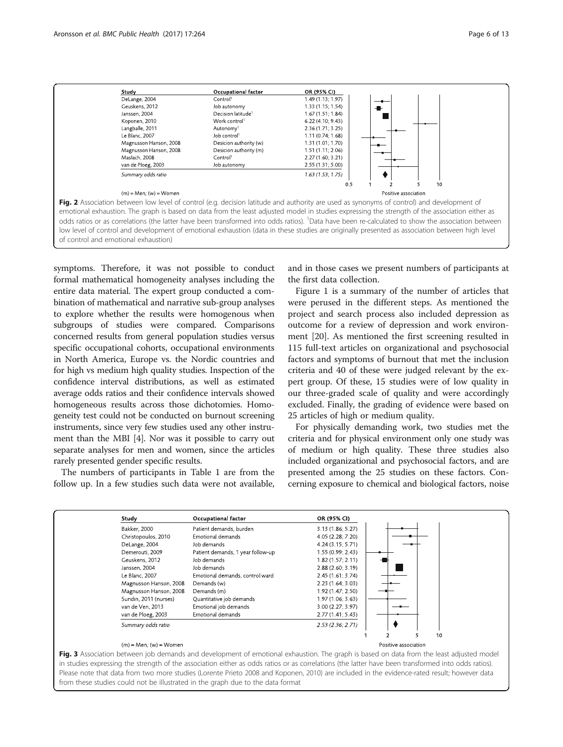| Study | Occupational factor | OR (95% CI) |
|---|---|---|
| DeLange, 2004 | Control[1] | 1.49 (1.13; 1.97) |
| Geuskens, 2012 | Job autonomy | 1.33 (1.15; 1.54) |
| Janssen, 2004 | Decision latitude[1] | 1.67 (1.51; 1.84) |
| Koponen, 2010 | Work control[1] | 6.22 (4.10; 9.43) |
| Langballe, 2011 | Autonomy[1] | 2.36 (1.71; 3.25) |
| Le Blanc, 2007 | Job control[1] | 1.11 (0.74; 1.68) |
| Magnusson Hanson, 2008 | Desicion authority (w) | 1.31 (1.01; 1.70) |
| Magnusson Hanson, 2008 | Desicion authority (m) | 1.51 (1.11; 2.06) |
| Maslach, 2008 | Control[1] | 2.27 (1.60; 3.21) |
| van de Ploeg, 2003 | Job autonomy | 2.55 (1.31; 5.00) |
| *Summary odds ratio* | | *1.63 (1.53; 1.75)* |

(m) = Men; (w) = Women

**Fig. 2** Association between low level of control (e.g. decision latitude and authority are used as synonyms of control) and development of emotional exhaustion. The graph is based on data from the least adjusted model in studies expressing the strength of the association either as odds ratios or as correlations (the latter have been transformed into odds ratios). [1]Data have been re-calculated to show the association between low level of control and development of emotional exhaustion (data in these studies are originally presented as association between high level of control and emotional exhaustion)

symptoms. Therefore, it was not possible to conduct formal mathematical homogeneity analyses including the entire data material. The expert group conducted a combination of mathematical and narrative sub-group analyses to explore whether the results were homogenous when subgroups of studies were compared. Comparisons concerned results from general population studies versus specific occupational cohorts, occupational environments in North America, Europe vs. the Nordic countries and for high vs medium high quality studies. Inspection of the confidence interval distributions, as well as estimated average odds ratios and their confidence intervals showed homogeneous results across those dichotomies. Homogeneity test could not be conducted on burnout screening instruments, since very few studies used any other instrument than the MBI [4]. Nor was it possible to carry out separate analyses for men and women, since the articles rarely presented gender specific results.

The numbers of participants in Table 1 are from the follow up. In a few studies such data were not available, and in those cases we present numbers of participants at the first data collection.

Figure 1 is a summary of the number of articles that were perused in the different steps. As mentioned the project and search process also included depression as outcome for a review of depression and work environment [20]. As mentioned the first screening resulted in 115 full-text articles on organizational and psychosocial factors and symptoms of burnout that met the inclusion criteria and 40 of these were judged relevant by the expert group. Of these, 15 studies were of low quality in our three-graded scale of quality and were accordingly excluded. Finally, the grading of evidence were based on 25 articles of high or medium quality.

For physically demanding work, two studies met the criteria and for physical environment only one study was of medium or high quality. These three studies also included organizational and psychosocial factors, and are presented among the 25 studies on these factors. Concerning exposure to chemical and biological factors, noise

| Study | Occupational factor | OR (95% CI) |
|---|---|---|
| Bakker, 2000 | Patient demands, burden | 3.13 (1.86; 5.27) |
| Christopoulos, 2010 | Emotional demands | 4.05 (2.28; 7.20) |
| DeLange, 2004 | Job demands | 4.24 (3.15; 5.71) |
| Demerouti, 2009 | Patient demands, 1 year follow-up | 1.55 (0.99; 2.43) |
| Geuskens, 2012 | Job demands | 1.82 (1.57; 2.11) |
| Janssen, 2004 | Job demands | 2.88 (2.60; 3.19) |
| Le Blanc, 2007 | Emotional demands, control ward | 2.45 (1.61; 3.74) |
| Magnusson Hanson, 2008 | Demands (w) | 2.23 (1.64; 3.03) |
| Magnusson Hanson, 2008 | Demands (m) | 1.92 (1.47; 2.50) |
| Sundin, 2011 (nurses) | Quantitative job demands | 1.97 (1.06; 3.63) |
| van de Ven, 2013 | Emotional job demands | 3.00 (2.27; 3.97) |
| van de Ploeg, 2003 | Emotional demands | 2.77 (1.41; 5.43) |
| *Summary odds ratio* | | *2.53 (2.36; 2.71)* |

(m) = Men; (w) = Women

**Fig. 3** Association between job demands and development of emotional exhaustion. The graph is based on data from the least adjusted model in studies expressing the strength of the association either as odds ratios or as correlations (the latter have been transformed into odds ratios). Please note that data from two more studies (Lorente Prieto 2008 and Koponen, 2010) are included in the evidence-rated result; however data from these studies could not be illustrated in the graph due to the data format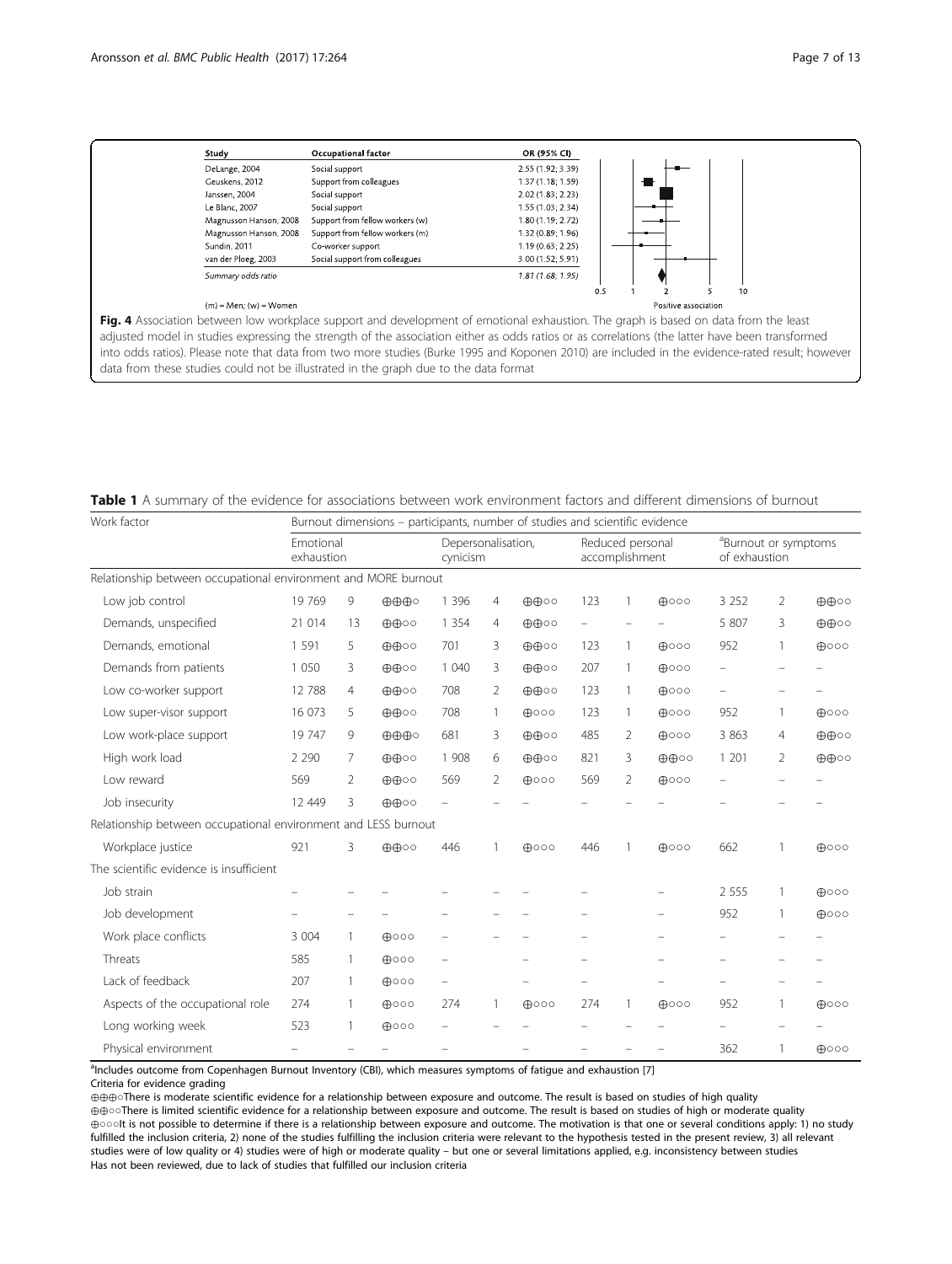| Study | Occupational factor | OR (95% CI) |
|---|---|---|
| DeLange, 2004 | Social support | 2.55 (1.92; 3.39) |
| Geuskens, 2012 | Support from colleagues | 1.37 (1.18; 1.59) |
| Janssen, 2004 | Social support | 2.02 (1.83; 2.23) |
| Le Blanc, 2007 | Social support | 1.55 (1.03; 2.34) |
| Magnusson Hanson, 2008 | Support from fellow workers (w) | 1.80 (1.19; 2.72) |
| Magnusson Hanson, 2008 | Support from fellow workers (m) | 1.32 (0.89; 1.96) |
| Sundin, 2011 | Co-worker support | 1.19 (0.63; 2.25) |
| van der Ploeg, 2003 | Social support from colleagues | 3.00 (1.52; 5.91) |
| *Summary odds ratio* | | *1.81 (1.68; 1.95)* |

(m) = Men; (w) = Women

Positive association

**Fig. 4** Association between low workplace support and development of emotional exhaustion. The graph is based on data from the least adjusted model in studies expressing the strength of the association either as odds ratios or as correlations (the latter have been transformed into odds ratios). Please note that data from two more studies (Burke 1995 and Koponen 2010) are included in the evidence-rated result; however data from these studies could not be illustrated in the graph due to the data format

**Table 1** A summary of the evidence for associations between work environment factors and different dimensions of burnout

| Work factor | Burnout dimensions – participants, number of studies and scientific evidence | | | | | | | | | | | |
|---|---|---|---|---|---|---|---|---|---|---|---|---|
| | Emotional exhaustion | | | Depersonalisation, cynicism | | | Reduced personal accomplishment | | | [a]Burnout or symptoms of exhaustion | | |
| **Relationship between occupational environment and MORE burnout** | | | | | | | | | | | | |
| Low job control | 19 769 | 9 | ⊕⊕⊕○ | 1 396 | 4 | ⊕⊕○○ | 123 | 1 | ⊕○○○ | 3 252 | 2 | ⊕⊕○○ |
| Demands, unspecified | 21 014 | 13 | ⊕⊕○○ | 1 354 | 4 | ⊕⊕○○ | – | – | – | 5 807 | 3 | ⊕⊕○○ |
| Demands, emotional | 1 591 | 5 | ⊕⊕○○ | 701 | 3 | ⊕⊕○○ | 123 | 1 | ⊕○○○ | 952 | 1 | ⊕○○○ |
| Demands from patients | 1 050 | 3 | ⊕⊕○○ | 1 040 | 3 | ⊕⊕○○ | 207 | 1 | ⊕○○○ | – | – | – |
| Low co-worker support | 12 788 | 4 | ⊕⊕○○ | 708 | 2 | ⊕⊕○○ | 123 | 1 | ⊕○○○ | – | – | – |
| Low super-visor support | 16 073 | 5 | ⊕⊕○○ | 708 | 1 | ⊕○○○ | 123 | 1 | ⊕○○○ | 952 | 1 | ⊕○○○ |
| Low work-place support | 19 747 | 9 | ⊕⊕⊕○ | 681 | 3 | ⊕⊕○○ | 485 | 2 | ⊕○○○ | 3 863 | 4 | ⊕⊕○○ |
| High work load | 2 290 | 7 | ⊕⊕○○ | 1 908 | 6 | ⊕⊕○○ | 821 | 3 | ⊕⊕○○ | 1 201 | 2 | ⊕⊕○○ |
| Low reward | 569 | 2 | ⊕⊕○○ | 569 | 2 | ⊕○○○ | 569 | 2 | ⊕○○○ | – | – | – |
| Job insecurity | 12 449 | 3 | ⊕⊕○○ | – | – | – | – | – | – | – | – | – |
| **Relationship between occupational environment and LESS burnout** | | | | | | | | | | | | |
| Workplace justice | 921 | 3 | ⊕⊕○○ | 446 | 1 | ⊕○○○ | 446 | 1 | ⊕○○○ | 662 | 1 | ⊕○○○ |
| **The scientific evidence is insufficient** | | | | | | | | | | | | |
| Job strain | – | – | – | – | – | – | – | – | – | 2 555 | 1 | ⊕○○○ |
| Job development | – | – | – | – | – | – | – | – | – | 952 | 1 | ⊕○○○ |
| Work place conflicts | 3 004 | 1 | ⊕○○○ | – | – | – | – | – | – | – | – | – |
| Threats | 585 | 1 | ⊕○○○ | – | – | – | – | – | – | – | – | – |
| Lack of feedback | 207 | 1 | ⊕○○○ | – | – | – | – | – | – | – | – | – |
| Aspects of the occupational role | 274 | 1 | ⊕○○○ | 274 | 1 | ⊕○○○ | 274 | 1 | ⊕○○○ | 952 | 1 | ⊕○○○ |
| Long working week | 523 | 1 | ⊕○○○ | – | – | – | – | – | – | – | – | – |
| Physical environment | – | – | – | – | – | – | – | – | – | 362 | 1 | ⊕○○○ |

[a]Includes outcome from Copenhagen Burnout Inventory (CBI), which measures symptoms of fatigue and exhaustion [7]

Criteria for evidence grading

⊕⊕⊕○There is moderate scientific evidence for a relationship between exposure and outcome. The result is based on studies of high quality

⊕⊕○○There is limited scientific evidence for a relationship between exposure and outcome. The result is based on studies of high or moderate quality

⊕○○○It is not possible to determine if there is a relationship between exposure and outcome. The motivation is that one or several conditions apply: 1) no study fulfilled the inclusion criteria, 2) none of the studies fulfilling the inclusion criteria were relevant to the hypothesis tested in the present review, 3) all relevant studies were of low quality or 4) studies were of high or moderate quality – but one or several limitations applied, e.g. inconsistency between studies

Has not been reviewed, due to lack of studies that fulfilled our inclusion criteria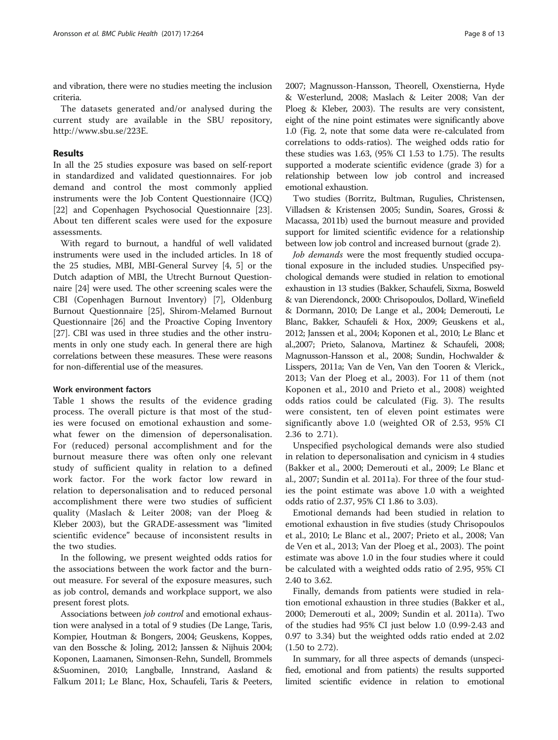and vibration, there were no studies meeting the inclusion criteria.

The datasets generated and/or analysed during the current study are available in the SBU repository, http://www.sbu.se/223E.

## Results

In all the 25 studies exposure was based on self-report in standardized and validated questionnaires. For job demand and control the most commonly applied instruments were the Job Content Questionnaire (JCQ) [22] and Copenhagen Psychosocial Questionnaire [23]. About ten different scales were used for the exposure assessments.

With regard to burnout, a handful of well validated instruments were used in the included articles. In 18 of the 25 studies, MBI, MBI-General Survey [4, 5] or the Dutch adaption of MBI, the Utrecht Burnout Questionnaire [24] were used. The other screening scales were the CBI (Copenhagen Burnout Inventory) [7], Oldenburg Burnout Questionnaire [25], Shirom-Melamed Burnout Questionnaire [26] and the Proactive Coping Inventory [27]. CBI was used in three studies and the other instruments in only one study each. In general there are high correlations between these measures. These were reasons for non-differential use of the measures.

### Work environment factors

Table 1 shows the results of the evidence grading process. The overall picture is that most of the studies were focused on emotional exhaustion and somewhat fewer on the dimension of depersonalisation. For (reduced) personal accomplishment and for the burnout measure there was often only one relevant study of sufficient quality in relation to a defined work factor. For the work factor low reward in relation to depersonalisation and to reduced personal accomplishment there were two studies of sufficient quality (Maslach & Leiter 2008; van der Ploeg & Kleber 2003), but the GRADE-assessment was "limited scientific evidence" because of inconsistent results in the two studies.

In the following, we present weighted odds ratios for the associations between the work factor and the burnout measure. For several of the exposure measures, such as job control, demands and workplace support, we also present forest plots.

Associations between *job control* and emotional exhaustion were analysed in a total of 9 studies (De Lange, Taris, Kompier, Houtman & Bongers, 2004; Geuskens, Koppes, van den Bossche & Joling, 2012; Janssen & Nijhuis 2004; Koponen, Laamanen, Simonsen-Rehn, Sundell, Brommels &Suominen, 2010; Langballe, Innstrand, Aasland & Falkum 2011; Le Blanc, Hox, Schaufeli, Taris & Peeters, 2007; Magnusson-Hansson, Theorell, Oxenstierna, Hyde & Westerlund, 2008; Maslach & Leiter 2008; Van der Ploeg & Kleber, 2003). The results are very consistent, eight of the nine point estimates were significantly above 1.0 (Fig. 2, note that some data were re-calculated from correlations to odds-ratios). The weighed odds ratio for these studies was 1.63, (95% CI 1.53 to 1.75). The results supported a moderate scientific evidence (grade 3) for a relationship between low job control and increased emotional exhaustion.

Two studies (Borritz, Bultman, Rugulies, Christensen, Villadsen & Kristensen 2005; Sundin, Soares, Grossi & Macassa, 2011b) used the burnout measure and provided support for limited scientific evidence for a relationship between low job control and increased burnout (grade 2).

*Job demands* were the most frequently studied occupational exposure in the included studies. Unspecified psychological demands were studied in relation to emotional exhaustion in 13 studies (Bakker, Schaufeli, Sixma, Bosweld & van Dierendonck, 2000: Chrisopoulos, Dollard, Winefield & Dormann, 2010; De Lange et al., 2004; Demerouti, Le Blanc, Bakker, Schaufeli & Hox, 2009; Geuskens et al., 2012; Janssen et al., 2004; Koponen et al., 2010; Le Blanc et al.,2007; Prieto, Salanova, Martinez & Schaufeli, 2008; Magnusson-Hansson et al., 2008; Sundin, Hochwalder & Lisspers, 2011a; Van de Ven, Van den Tooren & Vlerick., 2013; Van der Ploeg et al., 2003). For 11 of them (not Koponen et al., 2010 and Prieto et al., 2008) weighted odds ratios could be calculated (Fig. 3). The results were consistent, ten of eleven point estimates were significantly above 1.0 (weighted OR of 2.53, 95% CI 2.36 to 2.71).

Unspecified psychological demands were also studied in relation to depersonalisation and cynicism in 4 studies (Bakker et al., 2000; Demerouti et al., 2009; Le Blanc et al., 2007; Sundin et al. 2011a). For three of the four studies the point estimate was above 1.0 with a weighted odds ratio of 2.37, 95% CI 1.86 to 3.03).

Emotional demands had been studied in relation to emotional exhaustion in five studies (study Chrisopoulos et al., 2010; Le Blanc et al., 2007; Prieto et al., 2008; Van de Ven et al., 2013; Van der Ploeg et al., 2003). The point estimate was above 1.0 in the four studies where it could be calculated with a weighted odds ratio of 2.95, 95% CI 2.40 to 3.62.

Finally, demands from patients were studied in relation emotional exhaustion in three studies (Bakker et al., 2000; Demerouti et al., 2009; Sundin et al. 2011a). Two of the studies had 95% CI just below 1.0 (0.99-2.43 and 0.97 to 3.34) but the weighted odds ratio ended at 2.02 (1.50 to 2.72).

In summary, for all three aspects of demands (unspecified, emotional and from patients) the results supported limited scientific evidence in relation to emotional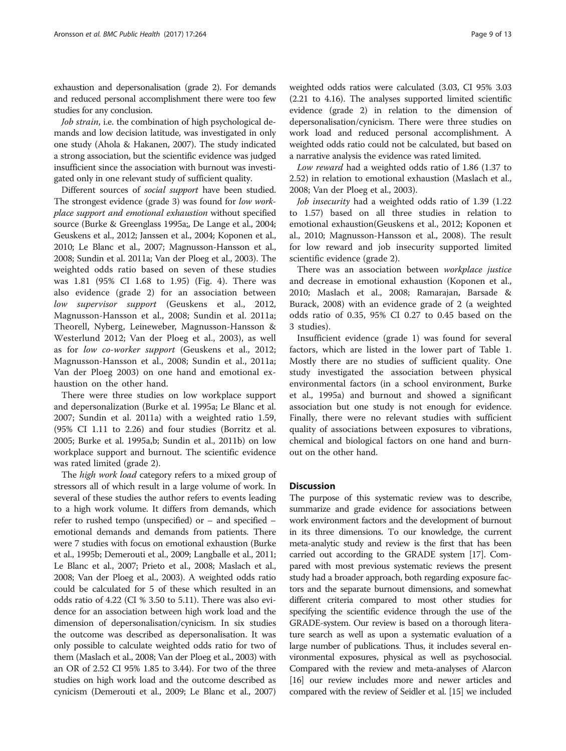exhaustion and depersonalisation (grade 2). For demands and reduced personal accomplishment there were too few studies for any conclusion.

*Job strain*, i.e. the combination of high psychological demands and low decision latitude, was investigated in only one study (Ahola & Hakanen, 2007). The study indicated a strong association, but the scientific evidence was judged insufficient since the association with burnout was investigated only in one relevant study of sufficient quality.

Different sources of *social support* have been studied. The strongest evidence (grade 3) was found for *low workplace support and emotional exhaustion* without specified source (Burke & Greenglass 1995a;, De Lange et al., 2004; Geuskens et al., 2012; Janssen et al., 2004; Koponen et al., 2010; Le Blanc et al., 2007; Magnusson-Hansson et al., 2008; Sundin et al. 2011a; Van der Ploeg et al., 2003). The weighted odds ratio based on seven of these studies was 1.81 (95% CI 1.68 to 1.95) (Fig. 4). There was also evidence (grade 2) for an association between *low supervisor support* (Geuskens et al., 2012, Magnusson-Hansson et al., 2008; Sundin et al. 2011a; Theorell, Nyberg, Leineweber, Magnusson-Hansson & Westerlund 2012; Van der Ploeg et al., 2003), as well as for *low co-worker support* (Geuskens et al., 2012; Magnusson-Hansson et al., 2008; Sundin et al., 2011a; Van der Ploeg 2003) on one hand and emotional exhaustion on the other hand.

There were three studies on low workplace support and depersonalization (Burke et al. 1995a; Le Blanc et al. 2007; Sundin et al. 2011a) with a weighted ratio 1.59, (95% CI 1.11 to 2.26) and four studies (Borritz et al. 2005; Burke et al. 1995a,b; Sundin et al., 2011b) on low workplace support and burnout. The scientific evidence was rated limited (grade 2).

The *high work load* category refers to a mixed group of stressors all of which result in a large volume of work. In several of these studies the author refers to events leading to a high work volume. It differs from demands, which refer to rushed tempo (unspecified) or – and specified – emotional demands and demands from patients. There were 7 studies with focus on emotional exhaustion (Burke et al., 1995b; Demerouti et al., 2009; Langballe et al., 2011; Le Blanc et al., 2007; Prieto et al., 2008; Maslach et al., 2008; Van der Ploeg et al., 2003). A weighted odds ratio could be calculated for 5 of these which resulted in an odds ratio of 4.22 (CI % 3.50 to 5.11). There was also evidence for an association between high work load and the dimension of depersonalisation/cynicism. In six studies the outcome was described as depersonalisation. It was only possible to calculate weighted odds ratio for two of them (Maslach et al., 2008; Van der Ploeg et al., 2003) with an OR of 2.52 CI 95% 1.85 to 3.44). For two of the three studies on high work load and the outcome described as cynicism (Demerouti et al., 2009; Le Blanc et al., 2007) weighted odds ratios were calculated (3.03, CI 95% 3.03 (2.21 to 4.16). The analyses supported limited scientific evidence (grade 2) in relation to the dimension of depersonalisation/cynicism. There were three studies on work load and reduced personal accomplishment. A weighted odds ratio could not be calculated, but based on a narrative analysis the evidence was rated limited.

*Low reward* had a weighted odds ratio of 1.86 (1.37 to 2.52) in relation to emotional exhaustion (Maslach et al., 2008; Van der Ploeg et al., 2003).

*Job insecurity* had a weighted odds ratio of 1.39 (1.22 to 1.57) based on all three studies in relation to emotional exhaustion(Geuskens et al., 2012; Koponen et al., 2010; Magnusson-Hansson et al., 2008). The result for low reward and job insecurity supported limited scientific evidence (grade 2).

There was an association between *workplace justice* and decrease in emotional exhaustion (Koponen et al., 2010; Maslach et al., 2008; Ramarajan, Barsade & Burack, 2008) with an evidence grade of 2 (a weighted odds ratio of 0.35, 95% CI 0.27 to 0.45 based on the 3 studies).

Insufficient evidence (grade 1) was found for several factors, which are listed in the lower part of Table 1. Mostly there are no studies of sufficient quality. One study investigated the association between physical environmental factors (in a school environment, Burke et al., 1995a) and burnout and showed a significant association but one study is not enough for evidence. Finally, there were no relevant studies with sufficient quality of associations between exposures to vibrations, chemical and biological factors on one hand and burnout on the other hand.

## Discussion

The purpose of this systematic review was to describe, summarize and grade evidence for associations between work environment factors and the development of burnout in its three dimensions. To our knowledge, the current meta-analytic study and review is the first that has been carried out according to the GRADE system [17]. Compared with most previous systematic reviews the present study had a broader approach, both regarding exposure factors and the separate burnout dimensions, and somewhat different criteria compared to most other studies for specifying the scientific evidence through the use of the GRADE-system. Our review is based on a thorough literature search as well as upon a systematic evaluation of a large number of publications. Thus, it includes several environmental exposures, physical as well as psychosocial. Compared with the review and meta-analyses of Alarcon [16] our review includes more and newer articles and compared with the review of Seidler et al. [15] we included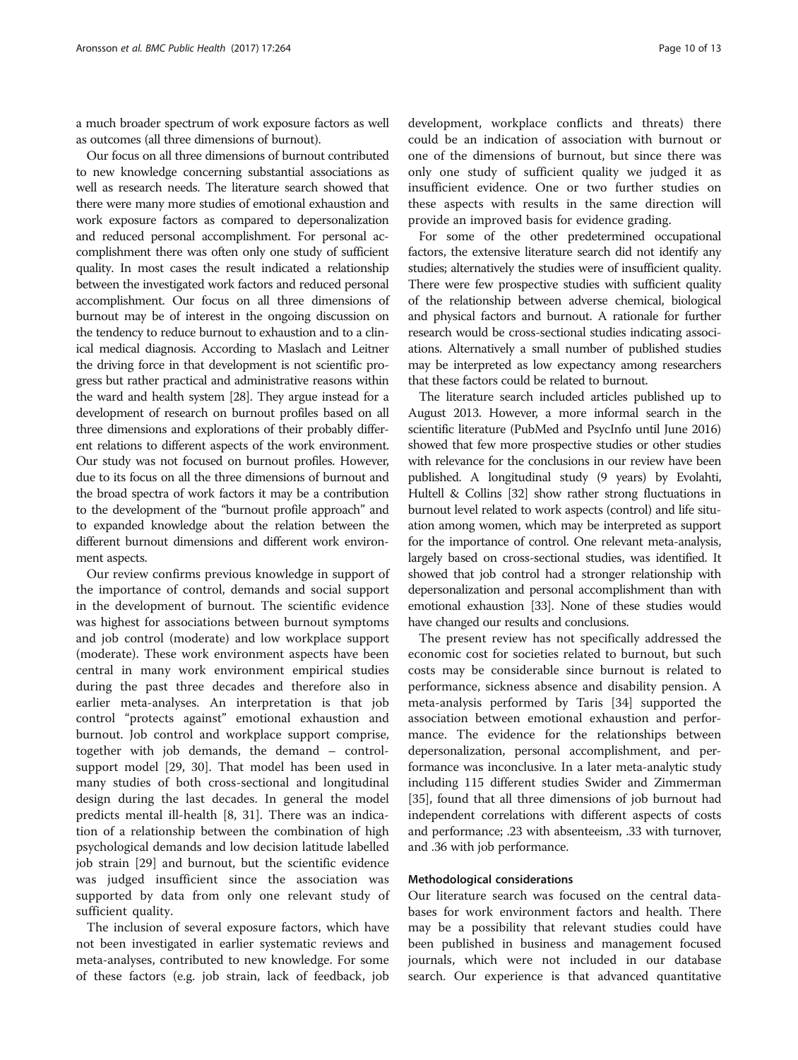a much broader spectrum of work exposure factors as well as outcomes (all three dimensions of burnout).

Our focus on all three dimensions of burnout contributed to new knowledge concerning substantial associations as well as research needs. The literature search showed that there were many more studies of emotional exhaustion and work exposure factors as compared to depersonalization and reduced personal accomplishment. For personal accomplishment there was often only one study of sufficient quality. In most cases the result indicated a relationship between the investigated work factors and reduced personal accomplishment. Our focus on all three dimensions of burnout may be of interest in the ongoing discussion on the tendency to reduce burnout to exhaustion and to a clinical medical diagnosis. According to Maslach and Leitner the driving force in that development is not scientific progress but rather practical and administrative reasons within the ward and health system [28]. They argue instead for a development of research on burnout profiles based on all three dimensions and explorations of their probably different relations to different aspects of the work environment. Our study was not focused on burnout profiles. However, due to its focus on all the three dimensions of burnout and the broad spectra of work factors it may be a contribution to the development of the "burnout profile approach" and to expanded knowledge about the relation between the different burnout dimensions and different work environment aspects.

Our review confirms previous knowledge in support of the importance of control, demands and social support in the development of burnout. The scientific evidence was highest for associations between burnout symptoms and job control (moderate) and low workplace support (moderate). These work environment aspects have been central in many work environment empirical studies during the past three decades and therefore also in earlier meta-analyses. An interpretation is that job control "protects against" emotional exhaustion and burnout. Job control and workplace support comprise, together with job demands, the demand – control-support model [29, 30]. That model has been used in many studies of both cross-sectional and longitudinal design during the last decades. In general the model predicts mental ill-health [8, 31]. There was an indication of a relationship between the combination of high psychological demands and low decision latitude labelled job strain [29] and burnout, but the scientific evidence was judged insufficient since the association was supported by data from only one relevant study of sufficient quality.

The inclusion of several exposure factors, which have not been investigated in earlier systematic reviews and meta-analyses, contributed to new knowledge. For some of these factors (e.g. job strain, lack of feedback, job development, workplace conflicts and threats) there could be an indication of association with burnout or one of the dimensions of burnout, but since there was only one study of sufficient quality we judged it as insufficient evidence. One or two further studies on these aspects with results in the same direction will provide an improved basis for evidence grading.

For some of the other predetermined occupational factors, the extensive literature search did not identify any studies; alternatively the studies were of insufficient quality. There were few prospective studies with sufficient quality of the relationship between adverse chemical, biological and physical factors and burnout. A rationale for further research would be cross-sectional studies indicating associations. Alternatively a small number of published studies may be interpreted as low expectancy among researchers that these factors could be related to burnout.

The literature search included articles published up to August 2013. However, a more informal search in the scientific literature (PubMed and PsycInfo until June 2016) showed that few more prospective studies or other studies with relevance for the conclusions in our review have been published. A longitudinal study (9 years) by Evolahti, Hultell & Collins [32] show rather strong fluctuations in burnout level related to work aspects (control) and life situation among women, which may be interpreted as support for the importance of control. One relevant meta-analysis, largely based on cross-sectional studies, was identified. It showed that job control had a stronger relationship with depersonalization and personal accomplishment than with emotional exhaustion [33]. None of these studies would have changed our results and conclusions.

The present review has not specifically addressed the economic cost for societies related to burnout, but such costs may be considerable since burnout is related to performance, sickness absence and disability pension. A meta-analysis performed by Taris [34] supported the association between emotional exhaustion and performance. The evidence for the relationships between depersonalization, personal accomplishment, and performance was inconclusive. In a later meta-analytic study including 115 different studies Swider and Zimmerman [35], found that all three dimensions of job burnout had independent correlations with different aspects of costs and performance; .23 with absenteeism, .33 with turnover, and .36 with job performance.

#### Methodological considerations

Our literature search was focused on the central databases for work environment factors and health. There may be a possibility that relevant studies could have been published in business and management focused journals, which were not included in our database search. Our experience is that advanced quantitative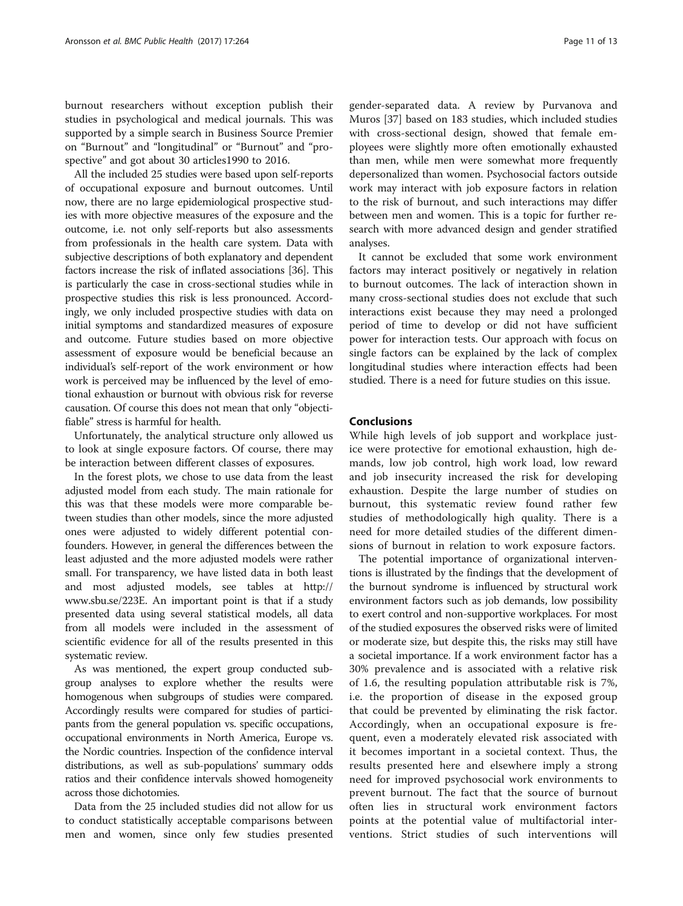burnout researchers without exception publish their studies in psychological and medical journals. This was supported by a simple search in Business Source Premier on "Burnout" and "longitudinal" or "Burnout" and "prospective" and got about 30 articles1990 to 2016.

All the included 25 studies were based upon self-reports of occupational exposure and burnout outcomes. Until now, there are no large epidemiological prospective studies with more objective measures of the exposure and the outcome, i.e. not only self-reports but also assessments from professionals in the health care system. Data with subjective descriptions of both explanatory and dependent factors increase the risk of inflated associations [36]. This is particularly the case in cross-sectional studies while in prospective studies this risk is less pronounced. Accordingly, we only included prospective studies with data on initial symptoms and standardized measures of exposure and outcome. Future studies based on more objective assessment of exposure would be beneficial because an individual's self-report of the work environment or how work is perceived may be influenced by the level of emotional exhaustion or burnout with obvious risk for reverse causation. Of course this does not mean that only "objectifiable" stress is harmful for health.

Unfortunately, the analytical structure only allowed us to look at single exposure factors. Of course, there may be interaction between different classes of exposures.

In the forest plots, we chose to use data from the least adjusted model from each study. The main rationale for this was that these models were more comparable between studies than other models, since the more adjusted ones were adjusted to widely different potential confounders. However, in general the differences between the least adjusted and the more adjusted models were rather small. For transparency, we have listed data in both least and most adjusted models, see tables at http://www.sbu.se/223E. An important point is that if a study presented data using several statistical models, all data from all models were included in the assessment of scientific evidence for all of the results presented in this systematic review.

As was mentioned, the expert group conducted subgroup analyses to explore whether the results were homogenous when subgroups of studies were compared. Accordingly results were compared for studies of participants from the general population vs. specific occupations, occupational environments in North America, Europe vs. the Nordic countries. Inspection of the confidence interval distributions, as well as sub-populations' summary odds ratios and their confidence intervals showed homogeneity across those dichotomies.

Data from the 25 included studies did not allow for us to conduct statistically acceptable comparisons between men and women, since only few studies presented gender-separated data. A review by Purvanova and Muros [37] based on 183 studies, which included studies with cross-sectional design, showed that female employees were slightly more often emotionally exhausted than men, while men were somewhat more frequently depersonalized than women. Psychosocial factors outside work may interact with job exposure factors in relation to the risk of burnout, and such interactions may differ between men and women. This is a topic for further research with more advanced design and gender stratified analyses.

It cannot be excluded that some work environment factors may interact positively or negatively in relation to burnout outcomes. The lack of interaction shown in many cross-sectional studies does not exclude that such interactions exist because they may need a prolonged period of time to develop or did not have sufficient power for interaction tests. Our approach with focus on single factors can be explained by the lack of complex longitudinal studies where interaction effects had been studied. There is a need for future studies on this issue.

## Conclusions

While high levels of job support and workplace justice were protective for emotional exhaustion, high demands, low job control, high work load, low reward and job insecurity increased the risk for developing exhaustion. Despite the large number of studies on burnout, this systematic review found rather few studies of methodologically high quality. There is a need for more detailed studies of the different dimensions of burnout in relation to work exposure factors.

The potential importance of organizational interventions is illustrated by the findings that the development of the burnout syndrome is influenced by structural work environment factors such as job demands, low possibility to exert control and non-supportive workplaces. For most of the studied exposures the observed risks were of limited or moderate size, but despite this, the risks may still have a societal importance. If a work environment factor has a 30% prevalence and is associated with a relative risk of 1.6, the resulting population attributable risk is 7%, i.e. the proportion of disease in the exposed group that could be prevented by eliminating the risk factor. Accordingly, when an occupational exposure is frequent, even a moderately elevated risk associated with it becomes important in a societal context. Thus, the results presented here and elsewhere imply a strong need for improved psychosocial work environments to prevent burnout. The fact that the source of burnout often lies in structural work environment factors points at the potential value of multifactorial interventions. Strict studies of such interventions will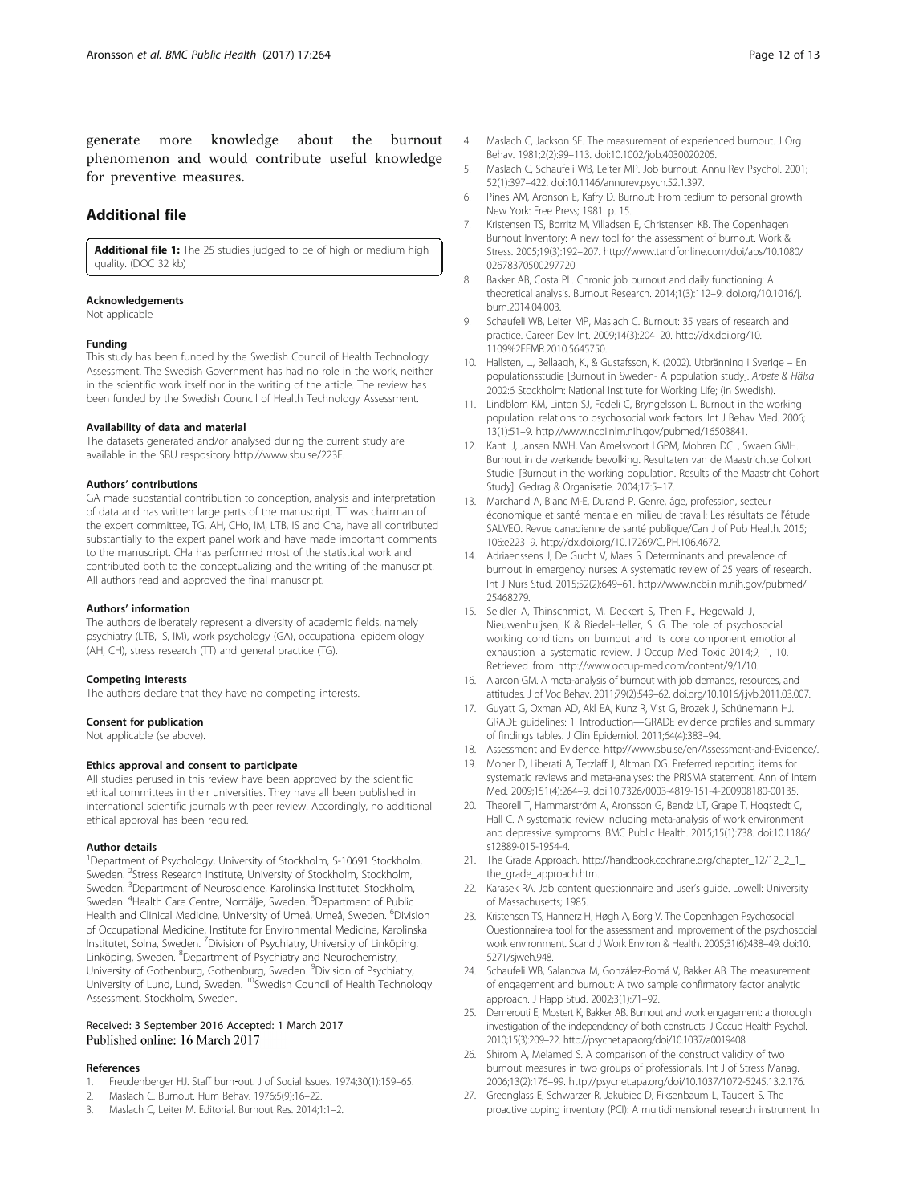generate more knowledge about the burnout phenomenon and would contribute useful knowledge for preventive measures.

## Additional file

**Additional file 1:** The 25 studies judged to be of high or medium high quality. (DOC 32 kb)

### Acknowledgements

Not applicable

### Funding

This study has been funded by the Swedish Council of Health Technology Assessment. The Swedish Government has had no role in the work, neither in the scientific work itself nor in the writing of the article. The review has been funded by the Swedish Council of Health Technology Assessment.

### Availability of data and material

The datasets generated and/or analysed during the current study are available in the SBU respository http://www.sbu.se/223E.

### Authors' contributions

GA made substantial contribution to conception, analysis and interpretation of data and has written large parts of the manuscript. TT was chairman of the expert committee, TG, AH, CHo, IM, LTB, IS and Cha, have all contributed substantially to the expert panel work and have made important comments to the manuscript. CHa has performed most of the statistical work and contributed both to the conceptualizing and the writing of the manuscript. All authors read and approved the final manuscript.

### Authors' information

The authors deliberately represent a diversity of academic fields, namely psychiatry (LTB, IS, IM), work psychology (GA), occupational epidemiology (AH, CH), stress research (TT) and general practice (TG).

### Competing interests

The authors declare that they have no competing interests.

### Consent for publication

Not applicable (se above).

### Ethics approval and consent to participate

All studies perused in this review have been approved by the scientific ethical committees in their universities. They have all been published in international scientific journals with peer review. Accordingly, no additional ethical approval has been required.

### Author details

[1]Department of Psychology, University of Stockholm, S-10691 Stockholm, Sweden. [2]Stress Research Institute, University of Stockholm, Stockholm, Sweden. [3]Department of Neuroscience, Karolinska Institutet, Stockholm, Sweden. [4]Health Care Centre, Norrtälje, Sweden. [5]Department of Public Health and Clinical Medicine, University of Umeå, Umeå, Sweden. [6]Division of Occupational Medicine, Institute for Envirnomental Medicine, Karolinska Institutet, Solna, Sweden. [7]Division of Psychiatry, University of Linköping, Linköping, Sweden. [8]Department of Psychiatry and Neurochemistry, University of Gothenburg, Gothenburg, Sweden. [9]Division of Psychiatry, University of Lund, Lund, Sweden. [10]Swedish Council of Health Technology Assessment, Stockholm, Sweden.

Received: 3 September 2016 Accepted: 1 March 2017
Published online: 16 March 2017

### References

1. Freudenberger HJ. Staff burn-out. J of Social Issues. 1974;30(1):159–65.
2. Maslach C. Burnout. Hum Behav. 1976;5(9):16–22.
3. Maslach C, Leiter M. Editorial. Burnout Res. 2014;1:1–2.
4. Maslach C, Jackson SE. The measurement of experienced burnout. J Org Behav. 1981;2(2):99–113. doi:10.1002/job.4030020205.
5. Maslach C, Schaufeli WB, Leiter MP. Job burnout. Annu Rev Psychol. 2001; 52(1):397–422. doi:10.1146/annurev.psych.52.1.397.
6. Pines AM, Aronson E, Kafry D. Burnout: From tedium to personal growth. New York: Free Press; 1981. p. 15.
7. Kristensen TS, Borritz M, Villadsen E, Christensen KB. The Copenhagen Burnout Inventory: A new tool for the assessment of burnout. Work & Stress. 2005;19(3):192–207. http://www.tandfonline.com/doi/abs/10.1080/02678370500297720.
8. Bakker AB, Costa PL. Chronic job burnout and daily functioning: A theoretical analysis. Burnout Research. 2014;1(3):112–9. doi.org/10.1016/j.burn.2014.04.003.
9. Schaufeli WB, Leiter MP, Maslach C. Burnout: 35 years of research and practice. Career Dev Int. 2009;14(3):204–20. http://dx.doi.org/10.1109%2FEMR.2010.5645750.
10. Hallsten, L., Bellaagh, K., & Gustafsson, K. (2002). Utbränning i Sverige – En populationsstudie [Burnout in Sweden- A population study]. *Arbete & Hälsa* 2002:6 Stockholm: National Institute for Working Life; (in Swedish).
11. Lindblom KM, Linton SJ, Fedeli C, Bryngelsson L. Burnout in the working population: relations to psychosocial work factors. Int J Behav Med. 2006; 13(1):51–9. http://www.ncbi.nlm.nih.gov/pubmed/16503841.
12. Kant IJ, Jansen NWH, Van Amelsvoort LGPM, Mohren DCL, Swaen GMH. Burnout in de werkende bevolking. Resultaten van de Maastrichtse Cohort Studie. [Burnout in the working population. Results of the Maastricht Cohort Study]. Gedrag & Organisatie. 2004;17:5–17.
13. Marchand A, Blanc M-E, Durand P. Genre, âge, profession, secteur économique et santé mentale en milieu de travail: Les résultats de l'étude SALVEO. Revue canadienne de santé publique/Can J of Pub Health. 2015; 106:e223–9. http://dx.doi.org/10.17269/CJPH.106.4672.
14. Adriaenssens J, De Gucht V, Maes S. Determinants and prevalence of burnout in emergency nurses: A systematic review of 25 years of research. Int J Nurs Stud. 2015;52(2):649–61. http://www.ncbi.nlm.nih.gov/pubmed/25468279.
15. Seidler A, Thinschmidt, M, Deckert S, Then F., Hegewald J, Nieuwenhuijsen, K & Riedel-Heller, S. G. The role of psychosocial working conditions on burnout and its core component emotional exhaustion–a systematic review. J Occup Med Toxic 2014;9, 1, 10. Retrieved from http://www.occup-med.com/content/9/1/10.
16. Alarcon GM. A meta-analysis of burnout with job demands, resources, and attitudes. J of Voc Behav. 2011;79(2):549–62. doi.org/10.1016/j.jvb.2011.03.007.
17. Guyatt G, Oxman AD, Akl EA, Kunz R, Vist G, Brozek J, Schünemann HJ. GRADE guidelines: 1. Introduction—GRADE evidence profiles and summary of findings tables. J Clin Epidemiol. 2011;64(4):383–94.
18. Assessment and Evidence. http://www.sbu.se/en/Assessment-and-Evidence/.
19. Moher D, Liberati A, Tetzlaff J, Altman DG. Preferred reporting items for systematic reviews and meta-analyses: the PRISMA statement. Ann of Intern Med. 2009;151(4):264–9. doi:10.7326/0003-4819-151-4-200908180-00135.
20. Theorell T, Hammarström A, Aronsson G, Bendz LT, Grape T, Hogstedt C, Hall C. A systematic review including meta-analysis of work environment and depressive symptoms. BMC Public Health. 2015;15(1):738. doi:10.1186/s12889-015-1954-4.
21. The Grade Approach. http://handbook.cochrane.org/chapter_12/12_2_1_the_grade_approach.htm.
22. Karasek RA. Job content questionnaire and user's guide. Lowell: University of Massachusetts; 1985.
23. Kristensen TS, Hannerz H, Høgh A, Borg V. The Copenhagen Psychosocial Questionnaire-a tool for the assessment and improvement of the psychosocial work environment. Scand J Work Environ & Health. 2005;31(6):438–49. doi:10.5271/sjweh.948.
24. Schaufeli WB, Salanova M, González-Romá V, Bakker AB. The measurement of engagement and burnout: A two sample confirmatory factor analytic approach. J Happ Stud. 2002;3(1):71–92.
25. Demerouti E, Mostert K, Bakker AB. Burnout and work engagement: a thorough investigation of the independency of both constructs. J Occup Health Psychol. 2010;15(3):209–22. http://psycnet.apa.org/doi/10.1037/a0019408.
26. Shirom A, Melamed S. A comparison of the construct validity of two burnout measures in two groups of professionals. Int J of Stress Manag. 2006;13(2):176–99. http://psycnet.apa.org/doi/10.1037/1072-5245.13.2.176.
27. Greenglass E, Schwarzer R, Jakubiec D, Fiksenbaum L, Taubert S. The proactive coping inventory (PCI): A multidimensional research instrument. In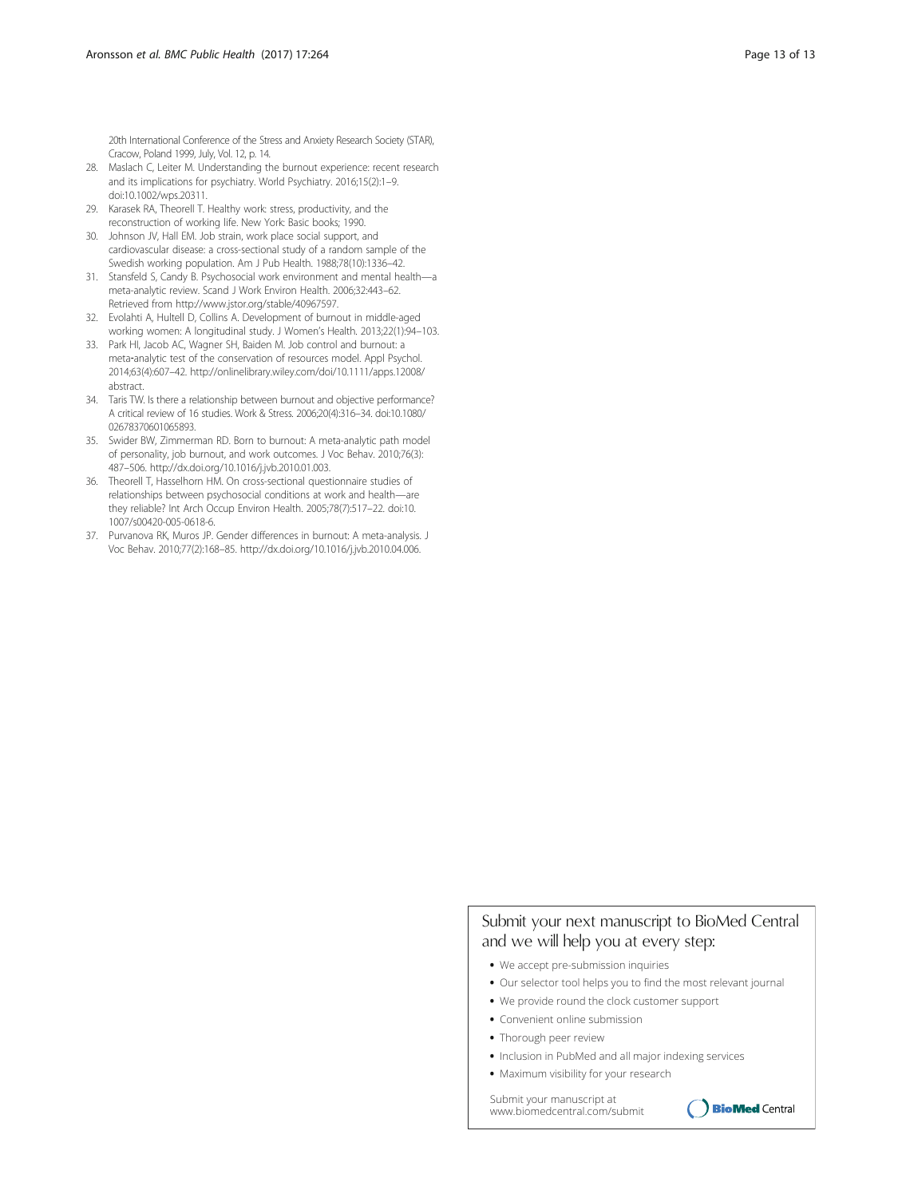20th International Conference of the Stress and Anxiety Research Society (STAR), Cracow, Poland 1999, July, Vol. 12, p. 14.

28. Maslach C, Leiter M. Understanding the burnout experience: recent research and its implications for psychiatry. World Psychiatry. 2016;15(2):1–9. doi:10.1002/wps.20311.
29. Karasek RA, Theorell T. Healthy work: stress, productivity, and the reconstruction of working life. New York: Basic books; 1990.
30. Johnson JV, Hall EM. Job strain, work place social support, and cardiovascular disease: a cross-sectional study of a random sample of the Swedish working population. Am J Pub Health. 1988;78(10):1336–42.
31. Stansfeld S, Candy B. Psychosocial work environment and mental health—a meta-analytic review. Scand J Work Environ Health. 2006;32:443–62. Retrieved from http://www.jstor.org/stable/40967597.
32. Evolahti A, Hultell D, Collins A. Development of burnout in middle-aged working women: A longitudinal study. J Women's Health. 2013;22(1):94–103.
33. Park HI, Jacob AC, Wagner SH, Baiden M. Job control and burnout: a meta-analytic test of the conservation of resources model. Appl Psychol. 2014;63(4):607–42. http://onlinelibrary.wiley.com/doi/10.1111/apps.12008/abstract.
34. Taris TW. Is there a relationship between burnout and objective performance? A critical review of 16 studies. Work & Stress. 2006;20(4):316–34. doi:10.1080/02678370601065893.
35. Swider BW, Zimmerman RD. Born to burnout: A meta-analytic path model of personality, job burnout, and work outcomes. J Voc Behav. 2010;76(3):487–506. http://dx.doi.org/10.1016/j.jvb.2010.01.003.
36. Theorell T, Hasselhorn HM. On cross-sectional questionnaire studies of relationships between psychosocial conditions at work and health—are they reliable? Int Arch Occup Environ Health. 2005;78(7):517–22. doi:10.1007/s00420-005-0618-6.
37. Purvanova RK, Muros JP. Gender differences in burnout: A meta-analysis. J Voc Behav. 2010;77(2):168–85. http://dx.doi.org/10.1016/j.jvb.2010.04.006.

Submit your next manuscript to BioMed Central and we will help you at every step:

- We accept pre-submission inquiries
- Our selector tool helps you to find the most relevant journal
- We provide round the clock customer support
- Convenient online submission
- Thorough peer review
- Inclusion in PubMed and all major indexing services
- Maximum visibility for your research

Submit your manuscript at www.biomedcentral.com/submit

BioMed Central